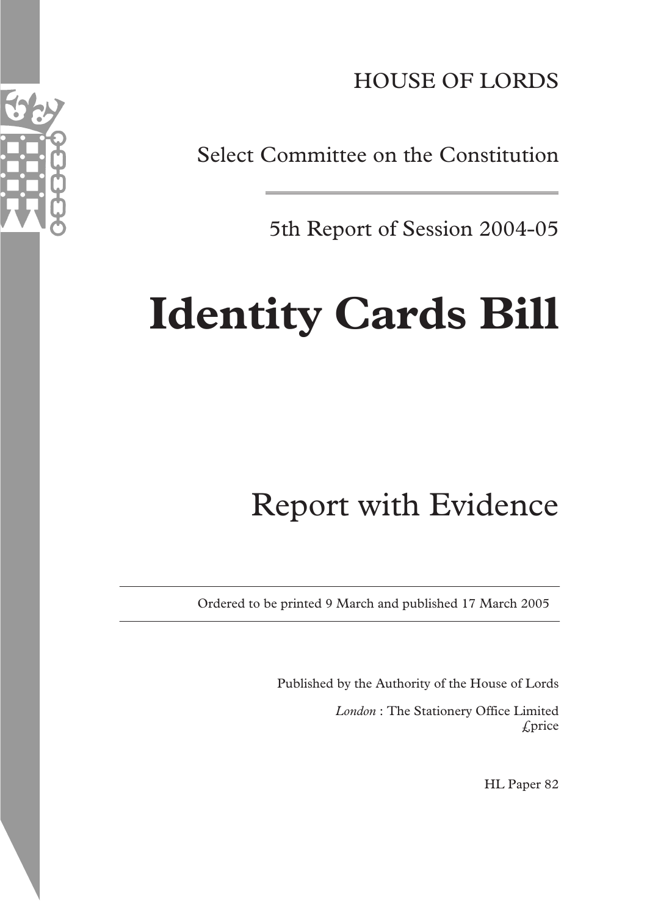HOUSE OF LORDS

Select Committee on the Constitution

---

5th Report of Session 2004-05

# Identity Cards Bill

## Report with Evidence

---

Ordered to be printed 9 March and published 17 March 2005

---

Published by the Authority of the House of Lords

*London* : The Stationery Office Limited
£price

HL Paper 82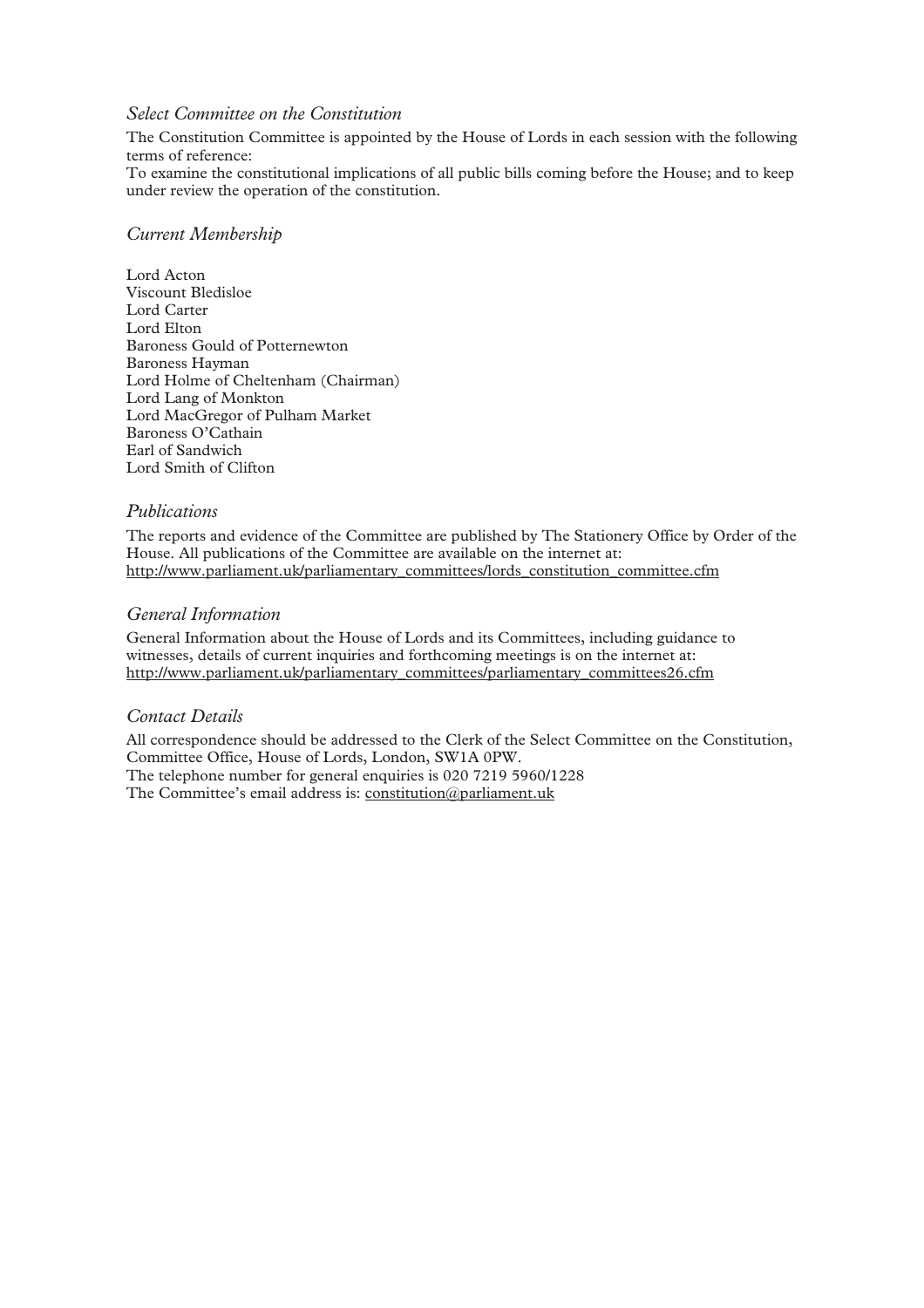## *Select Committee on the Constitution*

The Constitution Committee is appointed by the House of Lords in each session with the following terms of reference:
To examine the constitutional implications of all public bills coming before the House; and to keep under review the operation of the constitution.

## *Current Membership*

Lord Acton
Viscount Bledisloe
Lord Carter
Lord Elton
Baroness Gould of Potternewton
Baroness Hayman
Lord Holme of Cheltenham (Chairman)
Lord Lang of Monkton
Lord MacGregor of Pulham Market
Baroness O'Cathain
Earl of Sandwich
Lord Smith of Clifton

## *Publications*

The reports and evidence of the Committee are published by The Stationery Office by Order of the House. All publications of the Committee are available on the internet at:
http://www.parliament.uk/parliamentary_committees/lords_constitution_committee.cfm

## *General Information*

General Information about the House of Lords and its Committees, including guidance to witnesses, details of current inquiries and forthcoming meetings is on the internet at:
http://www.parliament.uk/parliamentary_committees/parliamentary_committees26.cfm

## *Contact Details*

All correspondence should be addressed to the Clerk of the Select Committee on the Constitution, Committee Office, House of Lords, London, SW1A 0PW.
The telephone number for general enquiries is 020 7219 5960/1228
The Committee's email address is: constitution@parliament.uk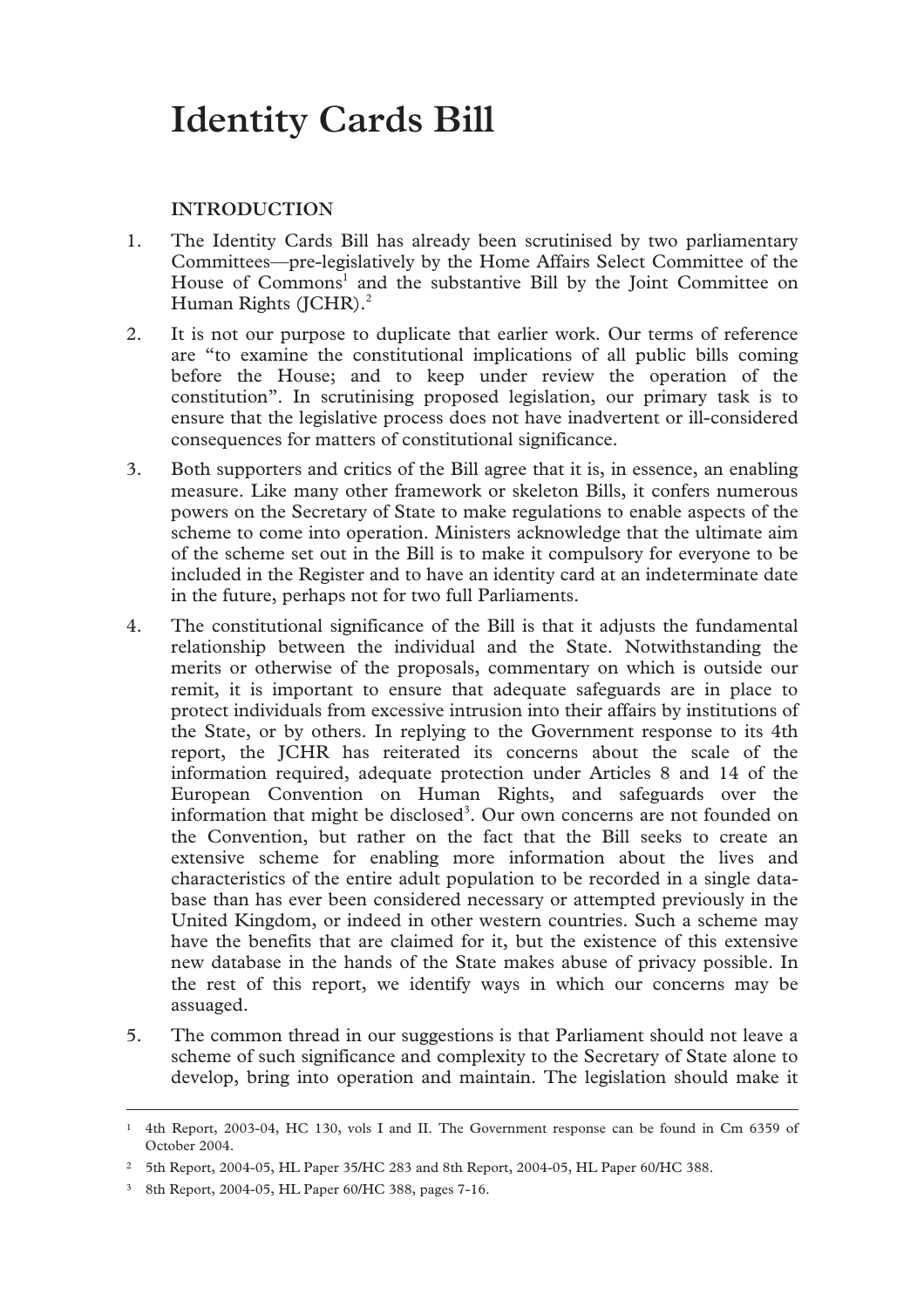# Identity Cards Bill

## INTRODUCTION

1. The Identity Cards Bill has already been scrutinised by two parliamentary Committees—pre-legislatively by the Home Affairs Select Committee of the House of Commons[1] and the substantive Bill by the Joint Committee on Human Rights (JCHR).[2]

2. It is not our purpose to duplicate that earlier work. Our terms of reference are "to examine the constitutional implications of all public bills coming before the House; and to keep under review the operation of the constitution". In scrutinising proposed legislation, our primary task is to ensure that the legislative process does not have inadvertent or ill-considered consequences for matters of constitutional significance.

3. Both supporters and critics of the Bill agree that it is, in essence, an enabling measure. Like many other framework or skeleton Bills, it confers numerous powers on the Secretary of State to make regulations to enable aspects of the scheme to come into operation. Ministers acknowledge that the ultimate aim of the scheme set out in the Bill is to make it compulsory for everyone to be included in the Register and to have an identity card at an indeterminate date in the future, perhaps not for two full Parliaments.

4. The constitutional significance of the Bill is that it adjusts the fundamental relationship between the individual and the State. Notwithstanding the merits or otherwise of the proposals, commentary on which is outside our remit, it is important to ensure that adequate safeguards are in place to protect individuals from excessive intrusion into their affairs by institutions of the State, or by others. In replying to the Government response to its 4th report, the JCHR has reiterated its concerns about the scale of the information required, adequate protection under Articles 8 and 14 of the European Convention on Human Rights, and safeguards over the information that might be disclosed[3]. Our own concerns are not founded on the Convention, but rather on the fact that the Bill seeks to create an extensive scheme for enabling more information about the lives and characteristics of the entire adult population to be recorded in a single database than has ever been considered necessary or attempted previously in the United Kingdom, or indeed in other western countries. Such a scheme may have the benefits that are claimed for it, but the existence of this extensive new database in the hands of the State makes abuse of privacy possible. In the rest of this report, we identify ways in which our concerns may be assuaged.

5. The common thread in our suggestions is that Parliament should not leave a scheme of such significance and complexity to the Secretary of State alone to develop, bring into operation and maintain. The legislation should make it

---

[1] 4th Report, 2003-04, HC 130, vols I and II. The Government response can be found in Cm 6359 of October 2004.

[2] 5th Report, 2004-05, HL Paper 35/HC 283 and 8th Report, 2004-05, HL Paper 60/HC 388.

[3] 8th Report, 2004-05, HL Paper 60/HC 388, pages 7-16.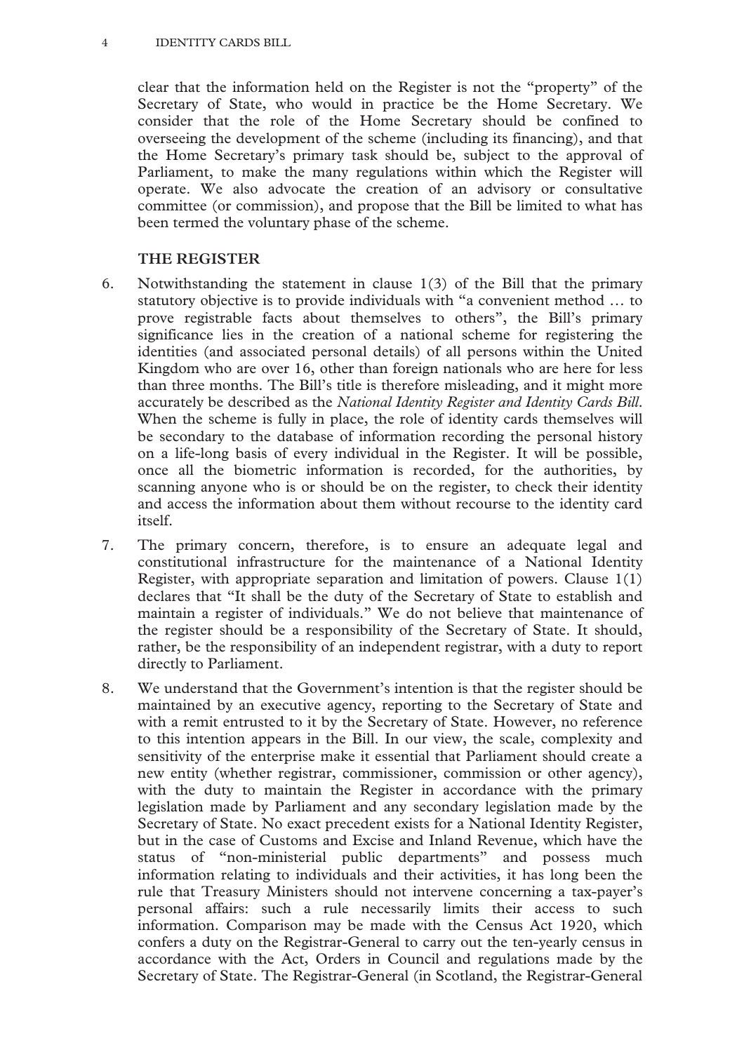clear that the information held on the Register is not the "property" of the Secretary of State, who would in practice be the Home Secretary. We consider that the role of the Home Secretary should be confined to overseeing the development of the scheme (including its financing), and that the Home Secretary's primary task should be, subject to the approval of Parliament, to make the many regulations within which the Register will operate. We also advocate the creation of an advisory or consultative committee (or commission), and propose that the Bill be limited to what has been termed the voluntary phase of the scheme.

## THE REGISTER

6. Notwithstanding the statement in clause 1(3) of the Bill that the primary statutory objective is to provide individuals with "a convenient method … to prove registrable facts about themselves to others", the Bill's primary significance lies in the creation of a national scheme for registering the identities (and associated personal details) of all persons within the United Kingdom who are over 16, other than foreign nationals who are here for less than three months. The Bill's title is therefore misleading, and it might more accurately be described as the *National Identity Register and Identity Cards Bill*. When the scheme is fully in place, the role of identity cards themselves will be secondary to the database of information recording the personal history on a life-long basis of every individual in the Register. It will be possible, once all the biometric information is recorded, for the authorities, by scanning anyone who is or should be on the register, to check their identity and access the information about them without recourse to the identity card itself.

7. The primary concern, therefore, is to ensure an adequate legal and constitutional infrastructure for the maintenance of a National Identity Register, with appropriate separation and limitation of powers. Clause 1(1) declares that "It shall be the duty of the Secretary of State to establish and maintain a register of individuals." We do not believe that maintenance of the register should be a responsibility of the Secretary of State. It should, rather, be the responsibility of an independent registrar, with a duty to report directly to Parliament.

8. We understand that the Government's intention is that the register should be maintained by an executive agency, reporting to the Secretary of State and with a remit entrusted to it by the Secretary of State. However, no reference to this intention appears in the Bill. In our view, the scale, complexity and sensitivity of the enterprise make it essential that Parliament should create a new entity (whether registrar, commissioner, commission or other agency), with the duty to maintain the Register in accordance with the primary legislation made by Parliament and any secondary legislation made by the Secretary of State. No exact precedent exists for a National Identity Register, but in the case of Customs and Excise and Inland Revenue, which have the status of "non-ministerial public departments" and possess much information relating to individuals and their activities, it has long been the rule that Treasury Ministers should not intervene concerning a tax-payer's personal affairs: such a rule necessarily limits their access to such information. Comparison may be made with the Census Act 1920, which confers a duty on the Registrar-General to carry out the ten-yearly census in accordance with the Act, Orders in Council and regulations made by the Secretary of State. The Registrar-General (in Scotland, the Registrar-General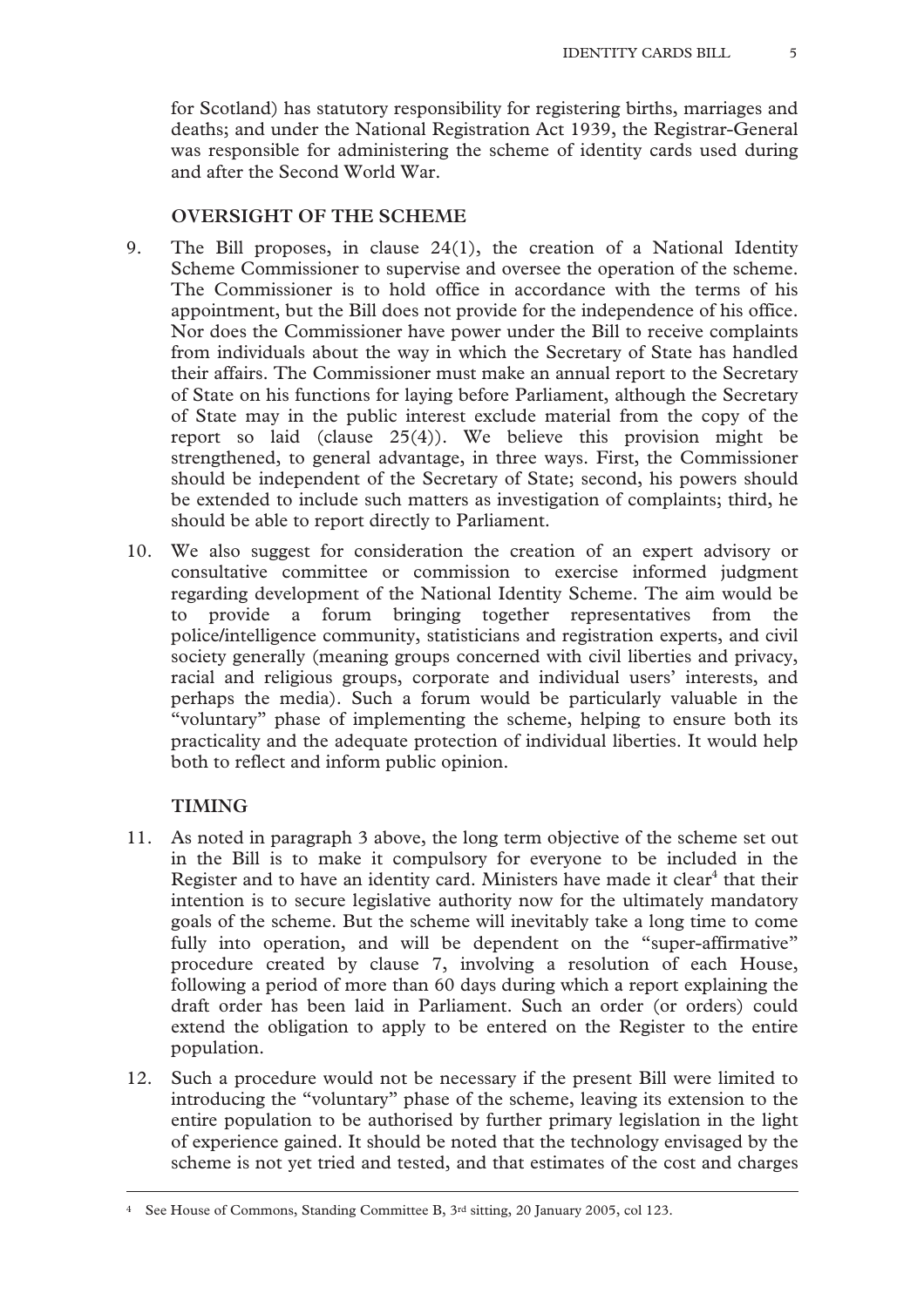for Scotland) has statutory responsibility for registering births, marriages and deaths; and under the National Registration Act 1939, the Registrar-General was responsible for administering the scheme of identity cards used during and after the Second World War.

## OVERSIGHT OF THE SCHEME

9. The Bill proposes, in clause 24(1), the creation of a National Identity Scheme Commissioner to supervise and oversee the operation of the scheme. The Commissioner is to hold office in accordance with the terms of his appointment, but the Bill does not provide for the independence of his office. Nor does the Commissioner have power under the Bill to receive complaints from individuals about the way in which the Secretary of State has handled their affairs. The Commissioner must make an annual report to the Secretary of State on his functions for laying before Parliament, although the Secretary of State may in the public interest exclude material from the copy of the report so laid (clause 25(4)). We believe this provision might be strengthened, to general advantage, in three ways. First, the Commissioner should be independent of the Secretary of State; second, his powers should be extended to include such matters as investigation of complaints; third, he should be able to report directly to Parliament.

10. We also suggest for consideration the creation of an expert advisory or consultative committee or commission to exercise informed judgment regarding development of the National Identity Scheme. The aim would be to provide a forum bringing together representatives from the police/intelligence community, statisticians and registration experts, and civil society generally (meaning groups concerned with civil liberties and privacy, racial and religious groups, corporate and individual users' interests, and perhaps the media). Such a forum would be particularly valuable in the "voluntary" phase of implementing the scheme, helping to ensure both its practicality and the adequate protection of individual liberties. It would help both to reflect and inform public opinion.

## TIMING

11. As noted in paragraph 3 above, the long term objective of the scheme set out in the Bill is to make it compulsory for everyone to be included in the Register and to have an identity card. Ministers have made it clear[4] that their intention is to secure legislative authority now for the ultimately mandatory goals of the scheme. But the scheme will inevitably take a long time to come fully into operation, and will be dependent on the "super-affirmative" procedure created by clause 7, involving a resolution of each House, following a period of more than 60 days during which a report explaining the draft order has been laid in Parliament. Such an order (or orders) could extend the obligation to apply to be entered on the Register to the entire population.

12. Such a procedure would not be necessary if the present Bill were limited to introducing the "voluntary" phase of the scheme, leaving its extension to the entire population to be authorised by further primary legislation in the light of experience gained. It should be noted that the technology envisaged by the scheme is not yet tried and tested, and that estimates of the cost and charges

---

[4] See House of Commons, Standing Committee B, 3rd sitting, 20 January 2005, col 123.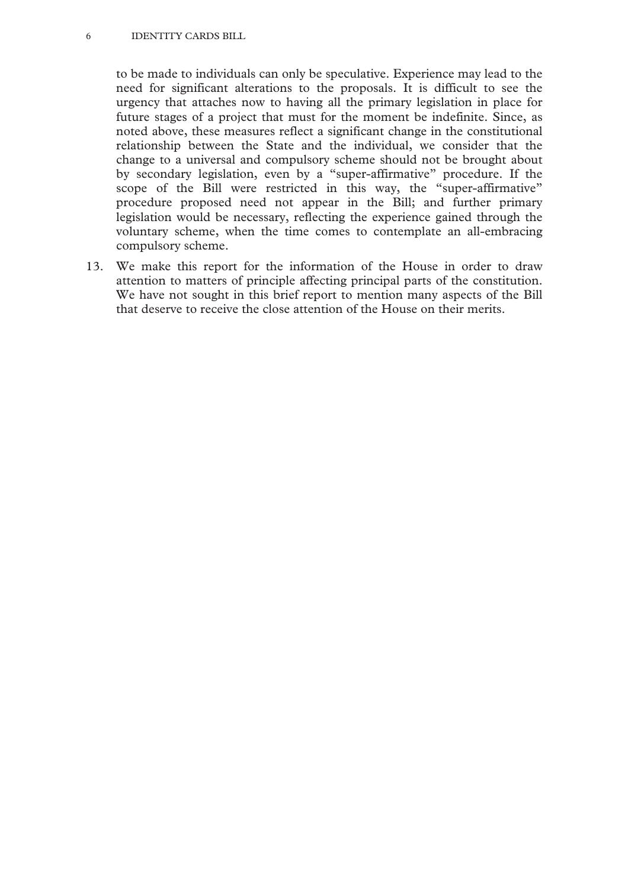to be made to individuals can only be speculative. Experience may lead to the need for significant alterations to the proposals. It is difficult to see the urgency that attaches now to having all the primary legislation in place for future stages of a project that must for the moment be indefinite. Since, as noted above, these measures reflect a significant change in the constitutional relationship between the State and the individual, we consider that the change to a universal and compulsory scheme should not be brought about by secondary legislation, even by a "super-affirmative" procedure. If the scope of the Bill were restricted in this way, the "super-affirmative" procedure proposed need not appear in the Bill; and further primary legislation would be necessary, reflecting the experience gained through the voluntary scheme, when the time comes to contemplate an all-embracing compulsory scheme.

13. We make this report for the information of the House in order to draw attention to matters of principle affecting principal parts of the constitution. We have not sought in this brief report to mention many aspects of the Bill that deserve to receive the close attention of the House on their merits.